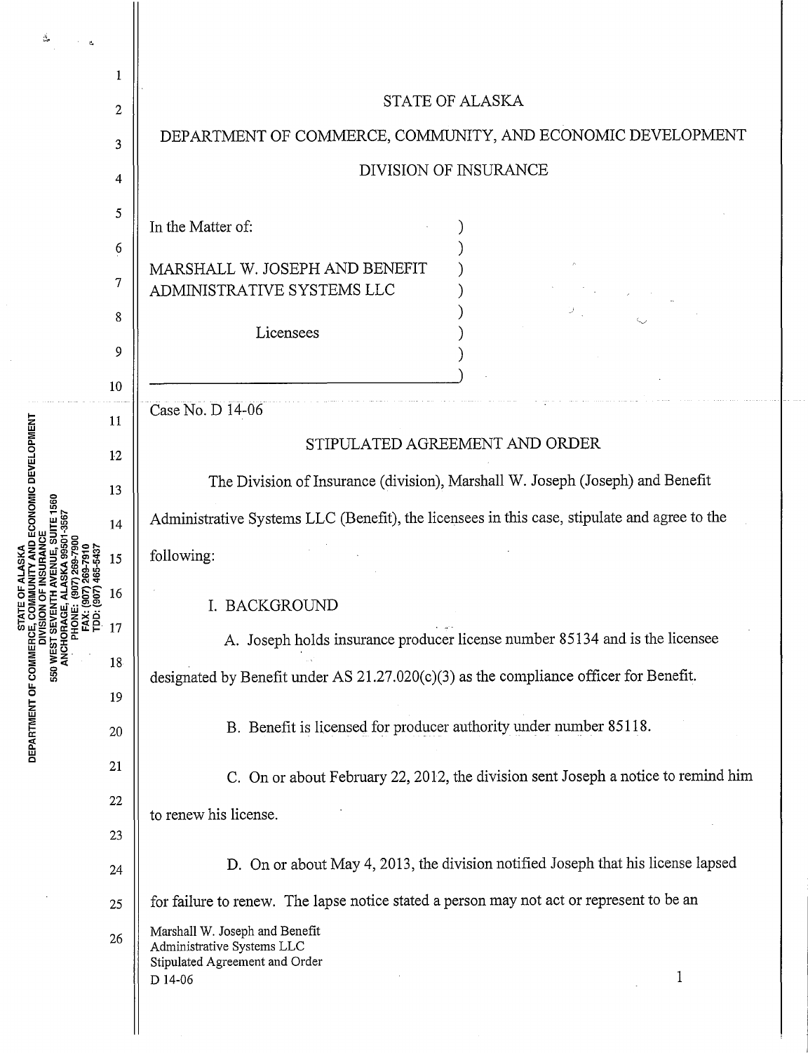# STATE OF ALASKA

## DEPARTMENT OF COMMERCE, COMMUNITY, AND ECONOMIC DEVELOPMENT

## DIVISION OF INSURANCE

In the Matter of:

MARSHALL W. JOSEPH AND BENEFIT ADMINISTRATIVE SYSTEMS LLC

Licensees

Case No. D 14-06

## STIPULATED AGREEMENT AND ORDER

The Division of Insurance (division), Marshall W. Joseph (Joseph) and Benefit Administrative Systems LLC (Benefit), the licensees in this case, stipulate and agree to the following:

### I. BACKGROUND

A. Joseph holds insurance producer license number 85134 and is the licensee designated by Benefit under AS 21.27.020(c)(3) as the compliance officer for Benefit.

B. Benefit is licensed for producer authority under number 85118.

C. On or about February 22, 2012, the division sent Joseph a notice to remind him to renew his license.

D. On or about May 4, 2013, the division notified Joseph that his license lapsed for failure to renew. The lapse notice stated a person may not act or represent to be an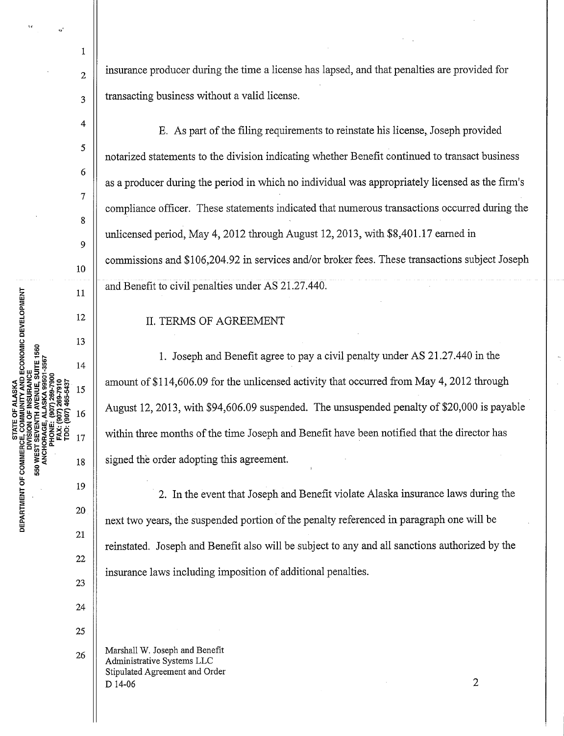insurance producer during the time a license has lapsed, and that penalties are provided for transacting business without a valid license.

E. As part of the filing requirements to reinstate his license, Joseph provided notarized statements to the division indicating whether Benefit continued to transact business as a producer during the period in which no individual was appropriately licensed as the firm's compliance officer. These statements indicated that numerous transactions occurred during the unlicensed period, May 4, 2012 through August 12, 2013, with $8,401.17 earned in commissions and $106,204.92 in services and/or broker fees. These transactions subject Joseph and Benefit to civil penalties under AS 21.27.440.

## II. TERMS OF AGREEMENT

1. Joseph and Benefit agree to pay a civil penalty under AS 21.27.440 in the amount of $114,606.09 for the unlicensed activity that occurred from May 4, 2012 through August 12, 2013, with $94,606.09 suspended. The unsuspended penalty of $20,000 is payable within three months of the time Joseph and Benefit have been notified that the director has signed the order adopting this agreement.

2. In the event that Joseph and Benefit violate Alaska insurance laws during the next two years, the suspended portion of the penalty referenced in paragraph one will be reinstated. Joseph and Benefit also will be subject to any and all sanctions authorized by the insurance laws including imposition of additional penalties.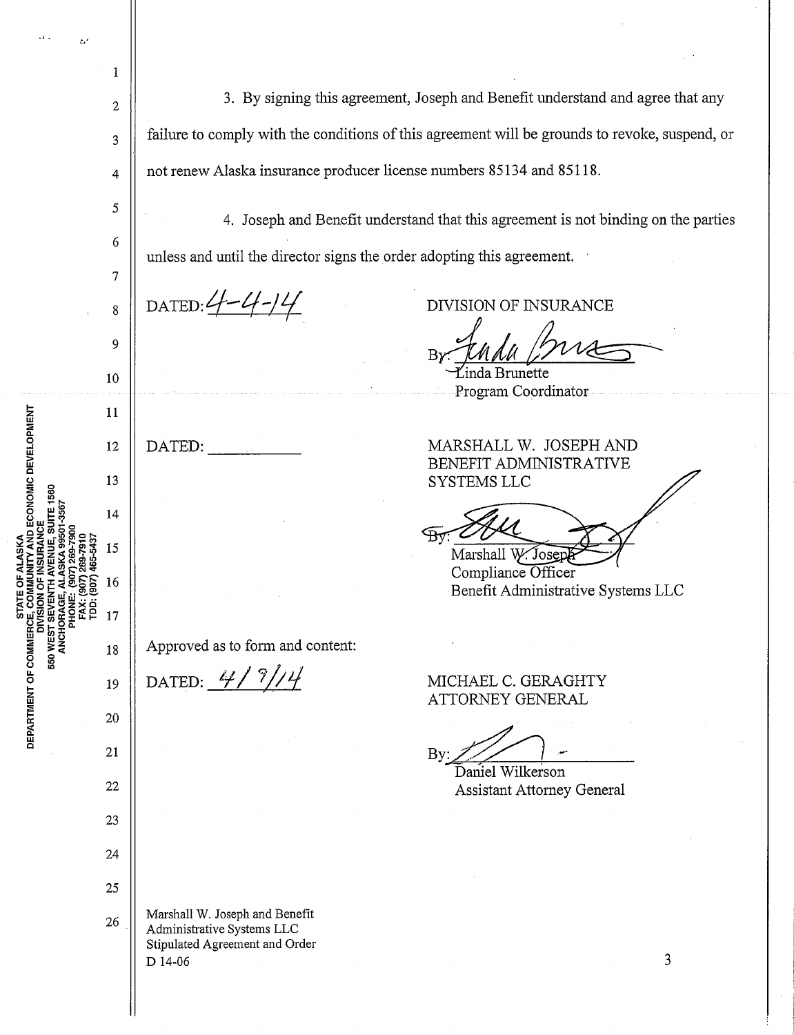3. By signing this agreement, Joseph and Benefit understand and agree that any failure to comply with the conditions of this agreement will be grounds to revoke, suspend, or not renew Alaska insurance producer license numbers 85134 and 85118.

4. Joseph and Benefit understand that this agreement is not binding on the parties unless and until the director signs the order adopting this agreement.

DATED: 4-4-14

DIVISION OF INSURANCE

By: Linda Brunette
Program Coordinator

DATED: ___________

MARSHALL W. JOSEPH AND BENEFIT ADMINISTRATIVE SYSTEMS LLC

By: Marshall W. Joseph
Compliance Officer
Benefit Administrative Systems LLC

Approved as to form and content:

DATED: 4/9/14

MICHAEL C. GERAGHTY
ATTORNEY GENERAL

By: Daniel Wilkerson
Assistant Attorney General

Marshall W. Joseph and Benefit Administrative Systems LLC
Stipulated Agreement and Order
D 14-06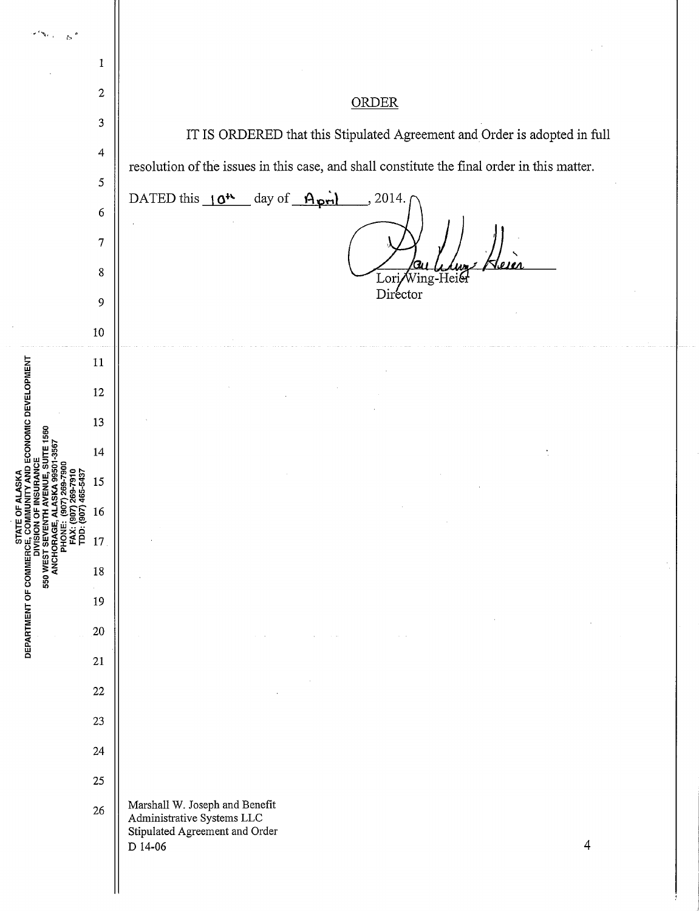## ORDER

IT IS ORDERED that this Stipulated Agreement and Order is adopted in full resolution of the issues in this case, and shall constitute the final order in this matter.

DATED this 10th day of April, 2014.

Lori Wing-Heier
Director

Marshall W. Joseph and Benefit Administrative Systems LLC
Stipulated Agreement and Order
D 14-06